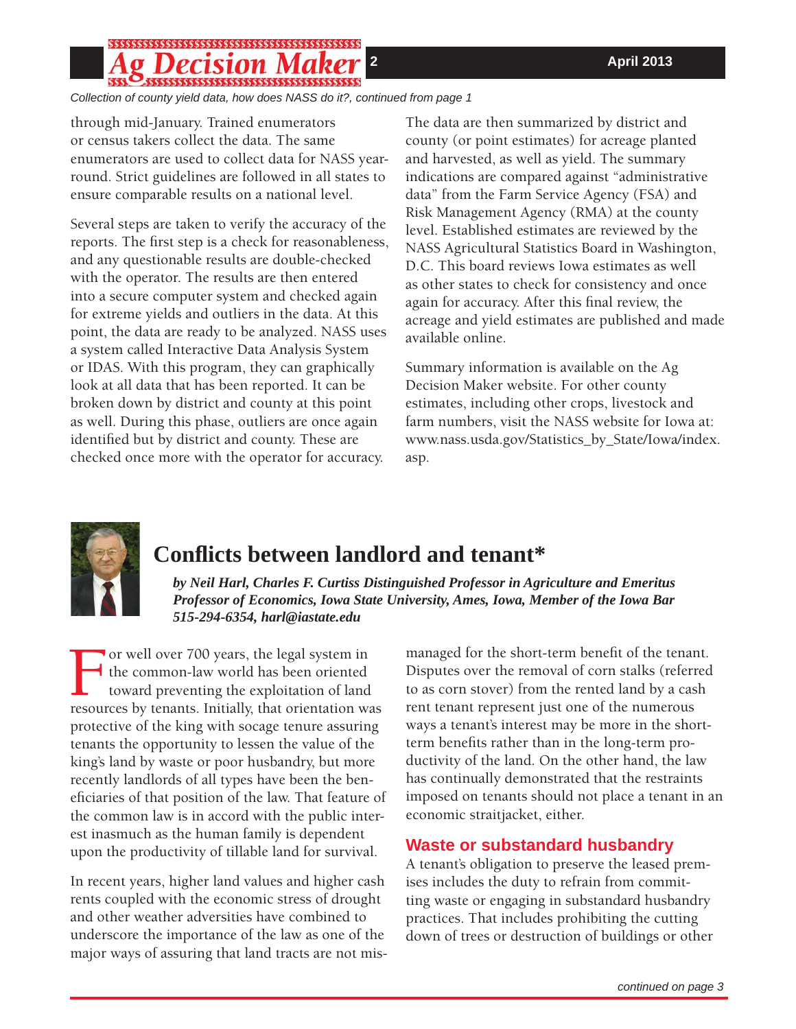*Collection of county yield data, how does NASS do it?, continued from page 1*

through mid-January. Trained enumerators or census takers collect the data. The same enumerators are used to collect data for NASS year-round. Strict guidelines are followed in all states to ensure comparable results on a national level.

Several steps are taken to verify the accuracy of the reports. The first step is a check for reasonableness, and any questionable results are double-checked with the operator. The results are then entered into a secure computer system and checked again for extreme yields and outliers in the data. At this point, the data are ready to be analyzed. NASS uses a system called Interactive Data Analysis System or IDAS. With this program, they can graphically look at all data that has been reported. It can be broken down by district and county at this point as well. During this phase, outliers are once again identified but by district and county. These are checked once more with the operator for accuracy.

The data are then summarized by district and county (or point estimates) for acreage planted and harvested, as well as yield. The summary indications are compared against "administrative data" from the Farm Service Agency (FSA) and Risk Management Agency (RMA) at the county level. Established estimates are reviewed by the NASS Agricultural Statistics Board in Washington, D.C. This board reviews Iowa estimates as well as other states to check for consistency and once again for accuracy. After this final review, the acreage and yield estimates are published and made available online.

Summary information is available on the Ag Decision Maker website. For other county estimates, including other crops, livestock and farm numbers, visit the NASS website for Iowa at: www.nass.usda.gov/Statistics_by_State/Iowa/index.asp.

# Conflicts between landlord and tenant*

***by Neil Harl, Charles F. Curtiss Distinguished Professor in Agriculture and Emeritus Professor of Economics, Iowa State University, Ames, Iowa, Member of the Iowa Bar 515-294-6354, harl@iastate.edu***

For well over 700 years, the legal system in the common-law world has been oriented toward preventing the exploitation of land resources by tenants. Initially, that orientation was protective of the king with socage tenure assuring tenants the opportunity to lessen the value of the king's land by waste or poor husbandry, but more recently landlords of all types have been the beneficiaries of that position of the law. That feature of the common law is in accord with the public interest inasmuch as the human family is dependent upon the productivity of tillable land for survival.

In recent years, higher land values and higher cash rents coupled with the economic stress of drought and other weather adversities have combined to underscore the importance of the law as one of the major ways of assuring that land tracts are not mismanaged for the short-term benefit of the tenant. Disputes over the removal of corn stalks (referred to as corn stover) from the rented land by a cash rent tenant represent just one of the numerous ways a tenant's interest may be more in the short-term benefits rather than in the long-term productivity of the land. On the other hand, the law has continually demonstrated that the restraints imposed on tenants should not place a tenant in an economic straitjacket, either.

## Waste or substandard husbandry

A tenant's obligation to preserve the leased premises includes the duty to refrain from committing waste or engaging in substandard husbandry practices. That includes prohibiting the cutting down of trees or destruction of buildings or other

*continued on page 3*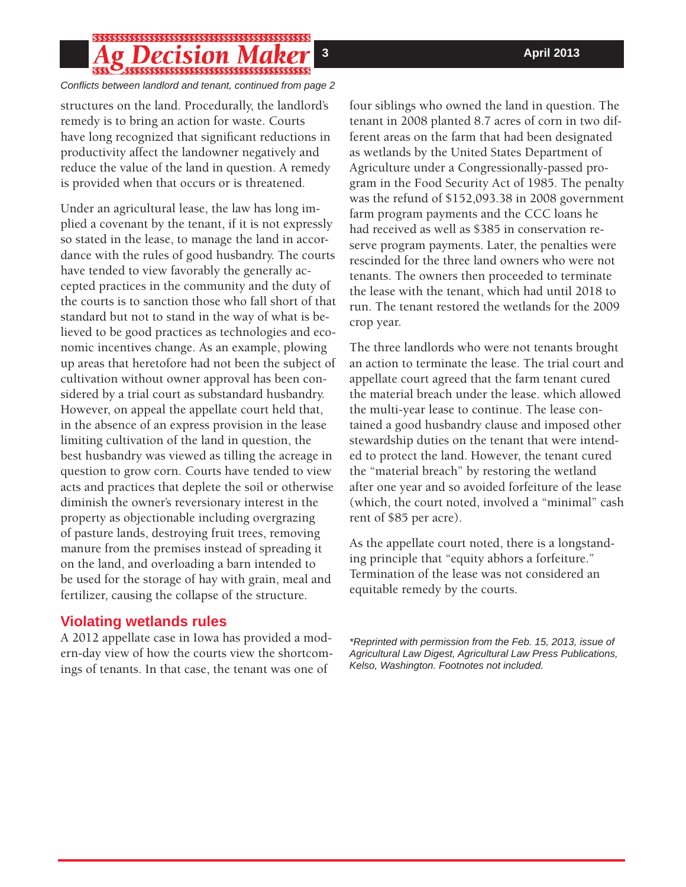*Conflicts between landlord and tenant, continued from page 2*

structures on the land. Procedurally, the landlord's remedy is to bring an action for waste. Courts have long recognized that significant reductions in productivity affect the landowner negatively and reduce the value of the land in question. A remedy is provided when that occurs or is threatened.

Under an agricultural lease, the law has long implied a covenant by the tenant, if it is not expressly so stated in the lease, to manage the land in accordance with the rules of good husbandry. The courts have tended to view favorably the generally accepted practices in the community and the duty of the courts is to sanction those who fall short of that standard but not to stand in the way of what is believed to be good practices as technologies and economic incentives change. As an example, plowing up areas that heretofore had not been the subject of cultivation without owner approval has been considered by a trial court as substandard husbandry. However, on appeal the appellate court held that, in the absence of an express provision in the lease limiting cultivation of the land in question, the best husbandry was viewed as tilling the acreage in question to grow corn. Courts have tended to view acts and practices that deplete the soil or otherwise diminish the owner's reversionary interest in the property as objectionable including overgrazing of pasture lands, destroying fruit trees, removing manure from the premises instead of spreading it on the land, and overloading a barn intended to be used for the storage of hay with grain, meal and fertilizer, causing the collapse of the structure.

## Violating wetlands rules

A 2012 appellate case in Iowa has provided a modern-day view of how the courts view the shortcomings of tenants. In that case, the tenant was one of four siblings who owned the land in question. The tenant in 2008 planted 8.7 acres of corn in two different areas on the farm that had been designated as wetlands by the United States Department of Agriculture under a Congressionally-passed program in the Food Security Act of 1985. The penalty was the refund of $152,093.38 in 2008 government farm program payments and the CCC loans he had received as well as $385 in conservation reserve program payments. Later, the penalties were rescinded for the three land owners who were not tenants. The owners then proceeded to terminate the lease with the tenant, which had until 2018 to run. The tenant restored the wetlands for the 2009 crop year.

The three landlords who were not tenants brought an action to terminate the lease. The trial court and appellate court agreed that the farm tenant cured the material breach under the lease. which allowed the multi-year lease to continue. The lease contained a good husbandry clause and imposed other stewardship duties on the tenant that were intended to protect the land. However, the tenant cured the "material breach" by restoring the wetland after one year and so avoided forfeiture of the lease (which, the court noted, involved a "minimal" cash rent of $85 per acre).

As the appellate court noted, there is a longstanding principle that "equity abhors a forfeiture." Termination of the lease was not considered an equitable remedy by the courts.

*\*Reprinted with permission from the Feb. 15, 2013, issue of Agricultural Law Digest, Agricultural Law Press Publications, Kelso, Washington. Footnotes not included.*